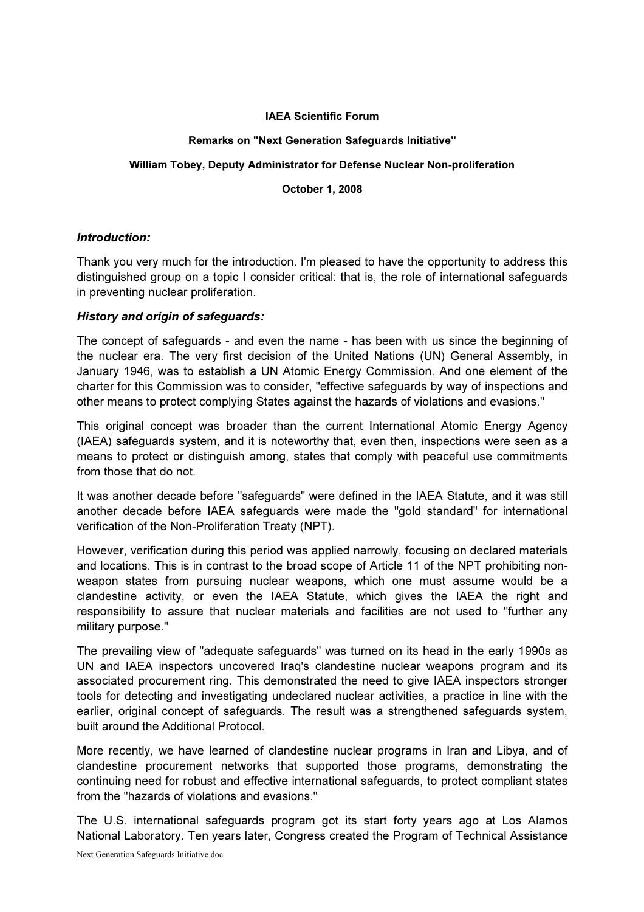**IAEA Scientific Forum**

**Remarks on "Next Generation Safeguards Initiative"**

**William Tobey, Deputy Administrator for Defense Nuclear Non-proliferation**

**October 1, 2008**

### *Introduction:*

Thank you very much for the introduction. I'm pleased to have the opportunity to address this distinguished group on a topic I consider critical: that is, the role of international safeguards in preventing nuclear proliferation.

### *History and origin of safeguards:*

The concept of safeguards - and even the name - has been with us since the beginning of the nuclear era. The very first decision of the United Nations (UN) General Assembly, in January 1946, was to establish a UN Atomic Energy Commission. And one element of the charter for this Commission was to consider, "effective safeguards by way of inspections and other means to protect complying States against the hazards of violations and evasions."

This original concept was broader than the current International Atomic Energy Agency (IAEA) safeguards system, and it is noteworthy that, even then, inspections were seen as a means to protect or distinguish among, states that comply with peaceful use commitments from those that do not.

It was another decade before "safeguards" were defined in the IAEA Statute, and it was still another decade before IAEA safeguards were made the "gold standard" for international verification of the Non-Proliferation Treaty (NPT).

However, verification during this period was applied narrowly, focusing on declared materials and locations. This is in contrast to the broad scope of Article 11 of the NPT prohibiting non-weapon states from pursuing nuclear weapons, which one must assume would be a clandestine activity, or even the IAEA Statute, which gives the IAEA the right and responsibility to assure that nuclear materials and facilities are not used to "further any military purpose."

The prevailing view of "adequate safeguards" was turned on its head in the early 1990s as UN and IAEA inspectors uncovered Iraq's clandestine nuclear weapons program and its associated procurement ring. This demonstrated the need to give IAEA inspectors stronger tools for detecting and investigating undeclared nuclear activities, a practice in line with the earlier, original concept of safeguards. The result was a strengthened safeguards system, built around the Additional Protocol.

More recently, we have learned of clandestine nuclear programs in Iran and Libya, and of clandestine procurement networks that supported those programs, demonstrating the continuing need for robust and effective international safeguards, to protect compliant states from the "hazards of violations and evasions."

The U.S. international safeguards program got its start forty years ago at Los Alamos National Laboratory. Ten years later, Congress created the Program of Technical Assistance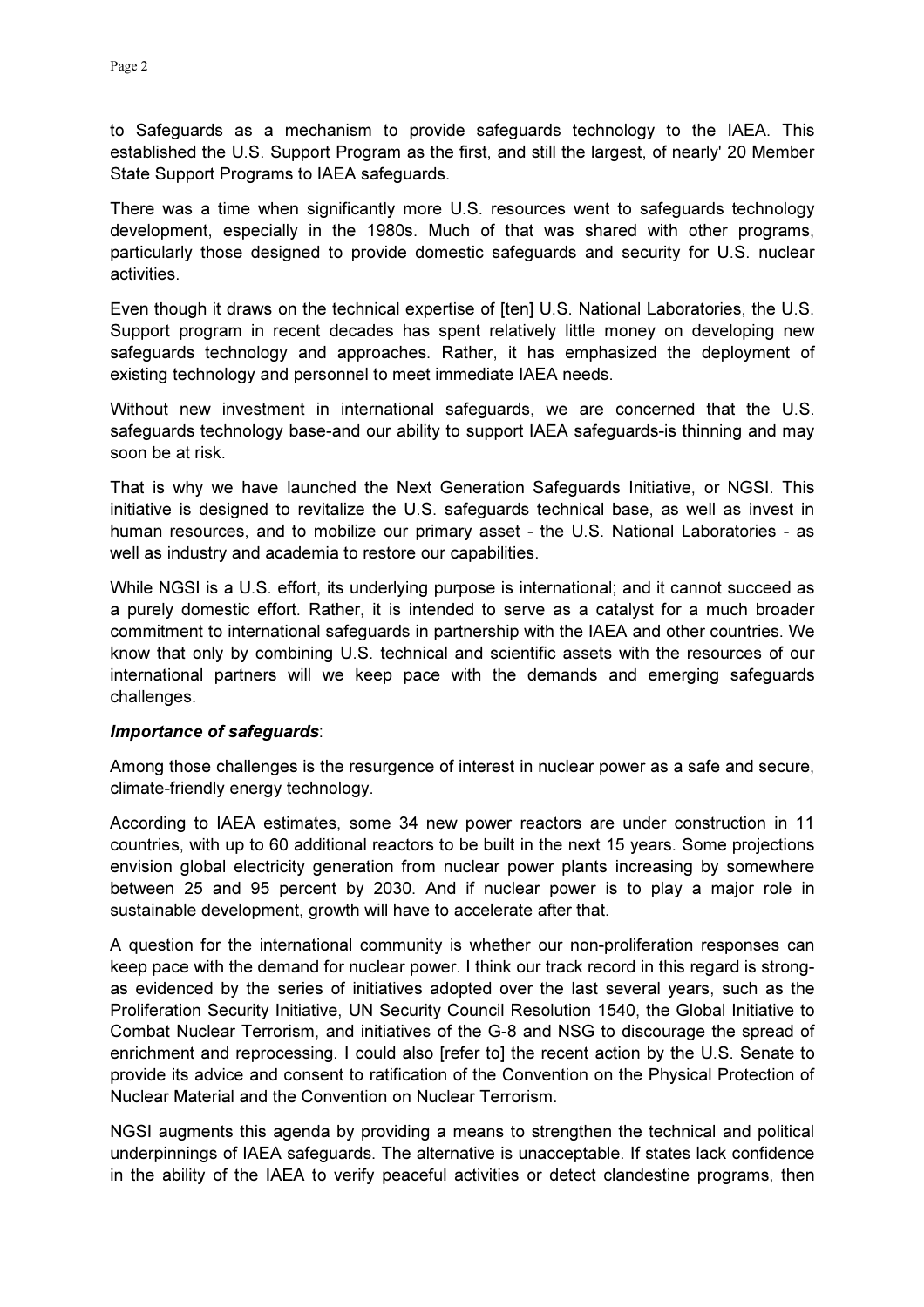to Safeguards as a mechanism to provide safeguards technology to the IAEA. This established the U.S. Support Program as the first, and still the largest, of nearly' 20 Member State Support Programs to IAEA safeguards.

There was a time when significantly more U.S. resources went to safeguards technology development, especially in the 1980s. Much of that was shared with other programs, particularly those designed to provide domestic safeguards and security for U.S. nuclear activities.

Even though it draws on the technical expertise of [ten] U.S. National Laboratories, the U.S. Support program in recent decades has spent relatively little money on developing new safeguards technology and approaches. Rather, it has emphasized the deployment of existing technology and personnel to meet immediate IAEA needs.

Without new investment in international safeguards, we are concerned that the U.S. safeguards technology base-and our ability to support IAEA safeguards-is thinning and may soon be at risk.

That is why we have launched the Next Generation Safeguards Initiative, or NGSI. This initiative is designed to revitalize the U.S. safeguards technical base, as well as invest in human resources, and to mobilize our primary asset - the U.S. National Laboratories - as well as industry and academia to restore our capabilities.

While NGSI is a U.S. effort, its underlying purpose is international; and it cannot succeed as a purely domestic effort. Rather, it is intended to serve as a catalyst for a much broader commitment to international safeguards in partnership with the IAEA and other countries. We know that only by combining U.S. technical and scientific assets with the resources of our international partners will we keep pace with the demands and emerging safeguards challenges.

***Importance of safeguards***:

Among those challenges is the resurgence of interest in nuclear power as a safe and secure, climate-friendly energy technology.

According to IAEA estimates, some 34 new power reactors are under construction in 11 countries, with up to 60 additional reactors to be built in the next 15 years. Some projections envision global electricity generation from nuclear power plants increasing by somewhere between 25 and 95 percent by 2030. And if nuclear power is to play a major role in sustainable development, growth will have to accelerate after that.

A question for the international community is whether our non-proliferation responses can keep pace with the demand for nuclear power. I think our track record in this regard is strong-as evidenced by the series of initiatives adopted over the last several years, such as the Proliferation Security Initiative, UN Security Council Resolution 1540, the Global Initiative to Combat Nuclear Terrorism, and initiatives of the G-8 and NSG to discourage the spread of enrichment and reprocessing. I could also [refer to] the recent action by the U.S. Senate to provide its advice and consent to ratification of the Convention on the Physical Protection of Nuclear Material and the Convention on Nuclear Terrorism.

NGSI augments this agenda by providing a means to strengthen the technical and political underpinnings of IAEA safeguards. The alternative is unacceptable. If states lack confidence in the ability of the IAEA to verify peaceful activities or detect clandestine programs, then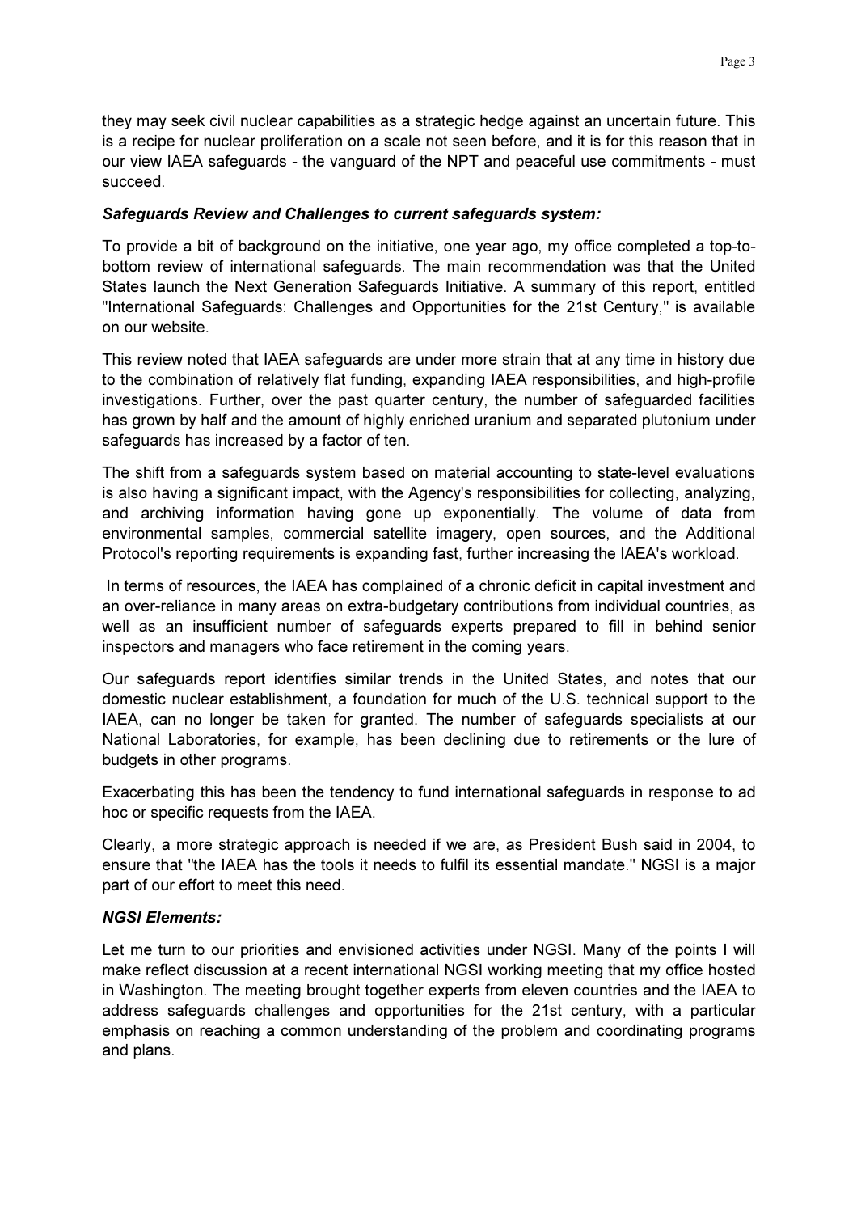they may seek civil nuclear capabilities as a strategic hedge against an uncertain future. This is a recipe for nuclear proliferation on a scale not seen before, and it is for this reason that in our view IAEA safeguards - the vanguard of the NPT and peaceful use commitments - must succeed.

***Safeguards Review and Challenges to current safeguards system:***

To provide a bit of background on the initiative, one year ago, my office completed a top-to-bottom review of international safeguards. The main recommendation was that the United States launch the Next Generation Safeguards Initiative. A summary of this report, entitled "International Safeguards: Challenges and Opportunities for the 21st Century," is available on our website.

This review noted that IAEA safeguards are under more strain that at any time in history due to the combination of relatively flat funding, expanding IAEA responsibilities, and high-profile investigations. Further, over the past quarter century, the number of safeguarded facilities has grown by half and the amount of highly enriched uranium and separated plutonium under safeguards has increased by a factor of ten.

The shift from a safeguards system based on material accounting to state-level evaluations is also having a significant impact, with the Agency's responsibilities for collecting, analyzing, and archiving information having gone up exponentially. The volume of data from environmental samples, commercial satellite imagery, open sources, and the Additional Protocol's reporting requirements is expanding fast, further increasing the IAEA's workload.

In terms of resources, the IAEA has complained of a chronic deficit in capital investment and an over-reliance in many areas on extra-budgetary contributions from individual countries, as well as an insufficient number of safeguards experts prepared to fill in behind senior inspectors and managers who face retirement in the coming years.

Our safeguards report identifies similar trends in the United States, and notes that our domestic nuclear establishment, a foundation for much of the U.S. technical support to the IAEA, can no longer be taken for granted. The number of safeguards specialists at our National Laboratories, for example, has been declining due to retirements or the lure of budgets in other programs.

Exacerbating this has been the tendency to fund international safeguards in response to ad hoc or specific requests from the IAEA.

Clearly, a more strategic approach is needed if we are, as President Bush said in 2004, to ensure that "the IAEA has the tools it needs to fulfil its essential mandate." NGSI is a major part of our effort to meet this need.

***NGSI Elements:***

Let me turn to our priorities and envisioned activities under NGSI. Many of the points I will make reflect discussion at a recent international NGSI working meeting that my office hosted in Washington. The meeting brought together experts from eleven countries and the IAEA to address safeguards challenges and opportunities for the 21st century, with a particular emphasis on reaching a common understanding of the problem and coordinating programs and plans.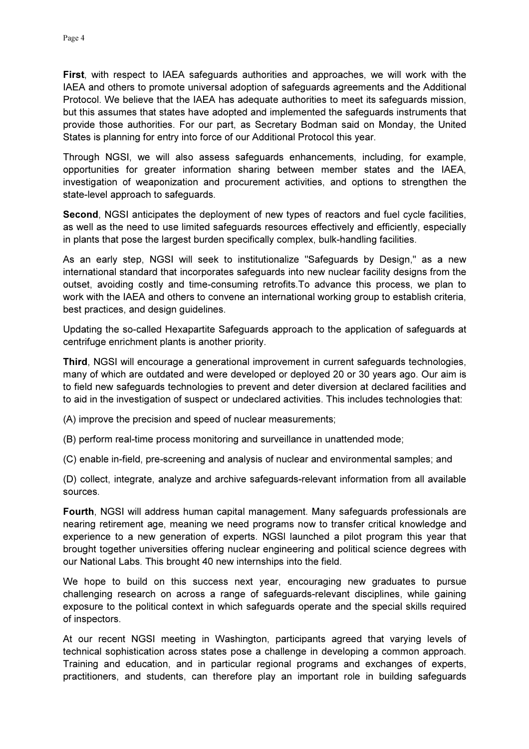**First**, with respect to IAEA safeguards authorities and approaches, we will work with the IAEA and others to promote universal adoption of safeguards agreements and the Additional Protocol. We believe that the IAEA has adequate authorities to meet its safeguards mission, but this assumes that states have adopted and implemented the safeguards instruments that provide those authorities. For our part, as Secretary Bodman said on Monday, the United States is planning for entry into force of our Additional Protocol this year.

Through NGSI, we will also assess safeguards enhancements, including, for example, opportunities for greater information sharing between member states and the IAEA, investigation of weaponization and procurement activities, and options to strengthen the state-level approach to safeguards.

**Second**, NGSI anticipates the deployment of new types of reactors and fuel cycle facilities, as well as the need to use limited safeguards resources effectively and efficiently, especially in plants that pose the largest burden specifically complex, bulk-handling facilities.

As an early step, NGSI will seek to institutionalize "Safeguards by Design," as a new international standard that incorporates safeguards into new nuclear facility designs from the outset, avoiding costly and time-consuming retrofits.To advance this process, we plan to work with the IAEA and others to convene an international working group to establish criteria, best practices, and design guidelines.

Updating the so-called Hexapartite Safeguards approach to the application of safeguards at centrifuge enrichment plants is another priority.

**Third**, NGSI will encourage a generational improvement in current safeguards technologies, many of which are outdated and were developed or deployed 20 or 30 years ago. Our aim is to field new safeguards technologies to prevent and deter diversion at declared facilities and to aid in the investigation of suspect or undeclared activities. This includes technologies that:

(A) improve the precision and speed of nuclear measurements;

(B) perform real-time process monitoring and surveillance in unattended mode;

(C) enable in-field, pre-screening and analysis of nuclear and environmental samples; and

(D) collect, integrate, analyze and archive safeguards-relevant information from all available sources.

**Fourth**, NGSI will address human capital management. Many safeguards professionals are nearing retirement age, meaning we need programs now to transfer critical knowledge and experience to a new generation of experts. NGSI launched a pilot program this year that brought together universities offering nuclear engineering and political science degrees with our National Labs. This brought 40 new internships into the field.

We hope to build on this success next year, encouraging new graduates to pursue challenging research on across a range of safeguards-relevant disciplines, while gaining exposure to the political context in which safeguards operate and the special skills required of inspectors.

At our recent NGSI meeting in Washington, participants agreed that varying levels of technical sophistication across states pose a challenge in developing a common approach. Training and education, and in particular regional programs and exchanges of experts, practitioners, and students, can therefore play an important role in building safeguards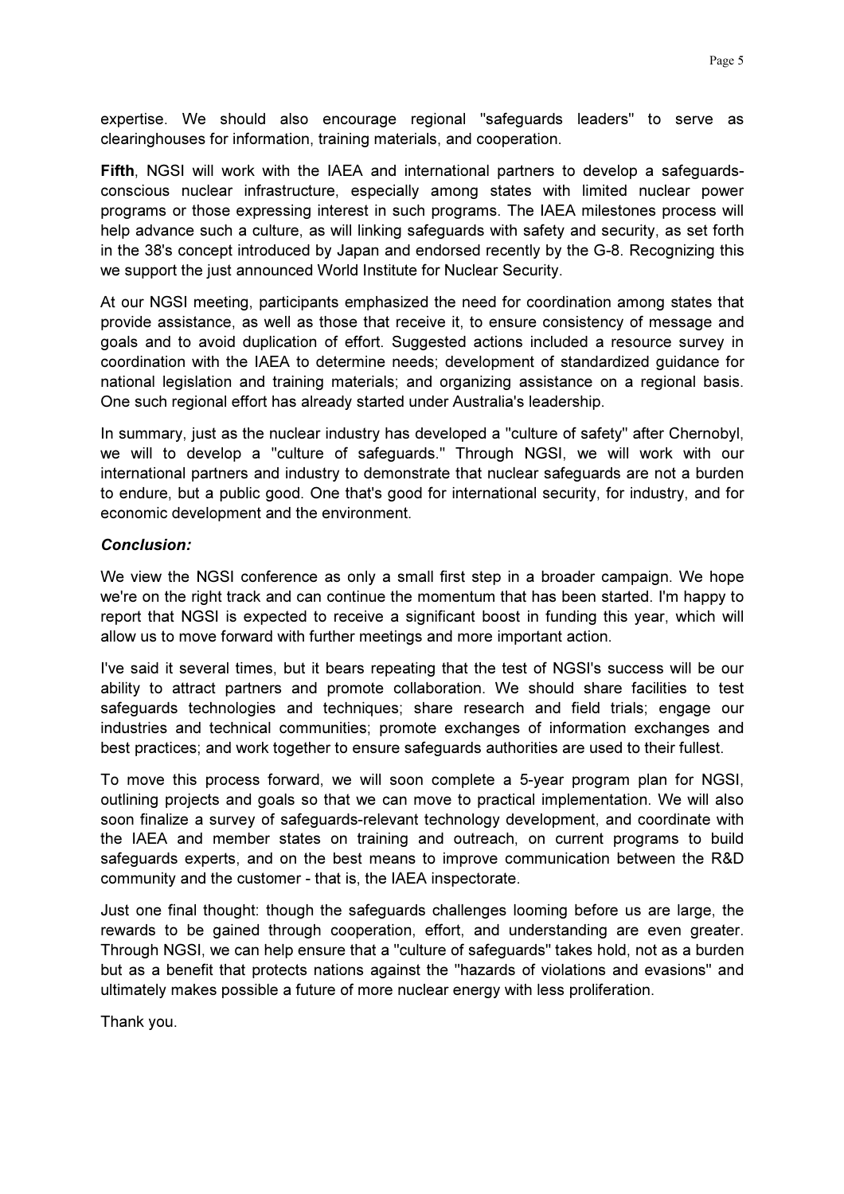expertise. We should also encourage regional "safeguards leaders" to serve as clearinghouses for information, training materials, and cooperation.

**Fifth**, NGSI will work with the IAEA and international partners to develop a safeguards-conscious nuclear infrastructure, especially among states with limited nuclear power programs or those expressing interest in such programs. The IAEA milestones process will help advance such a culture, as will linking safeguards with safety and security, as set forth in the 38's concept introduced by Japan and endorsed recently by the G-8. Recognizing this we support the just announced World Institute for Nuclear Security.

At our NGSI meeting, participants emphasized the need for coordination among states that provide assistance, as well as those that receive it, to ensure consistency of message and goals and to avoid duplication of effort. Suggested actions included a resource survey in coordination with the IAEA to determine needs; development of standardized guidance for national legislation and training materials; and organizing assistance on a regional basis. One such regional effort has already started under Australia's leadership.

In summary, just as the nuclear industry has developed a "culture of safety" after Chernobyl, we will to develop a "culture of safeguards." Through NGSI, we will work with our international partners and industry to demonstrate that nuclear safeguards are not a burden to endure, but a public good. One that's good for international security, for industry, and for economic development and the environment.

***Conclusion:***

We view the NGSI conference as only a small first step in a broader campaign. We hope we're on the right track and can continue the momentum that has been started. I'm happy to report that NGSI is expected to receive a significant boost in funding this year, which will allow us to move forward with further meetings and more important action.

I've said it several times, but it bears repeating that the test of NGSI's success will be our ability to attract partners and promote collaboration. We should share facilities to test safeguards technologies and techniques; share research and field trials; engage our industries and technical communities; promote exchanges of information exchanges and best practices; and work together to ensure safeguards authorities are used to their fullest.

To move this process forward, we will soon complete a 5-year program plan for NGSI, outlining projects and goals so that we can move to practical implementation. We will also soon finalize a survey of safeguards-relevant technology development, and coordinate with the IAEA and member states on training and outreach, on current programs to build safeguards experts, and on the best means to improve communication between the R&D community and the customer - that is, the IAEA inspectorate.

Just one final thought: though the safeguards challenges looming before us are large, the rewards to be gained through cooperation, effort, and understanding are even greater. Through NGSI, we can help ensure that a "culture of safeguards" takes hold, not as a burden but as a benefit that protects nations against the "hazards of violations and evasions" and ultimately makes possible a future of more nuclear energy with less proliferation.

Thank you.